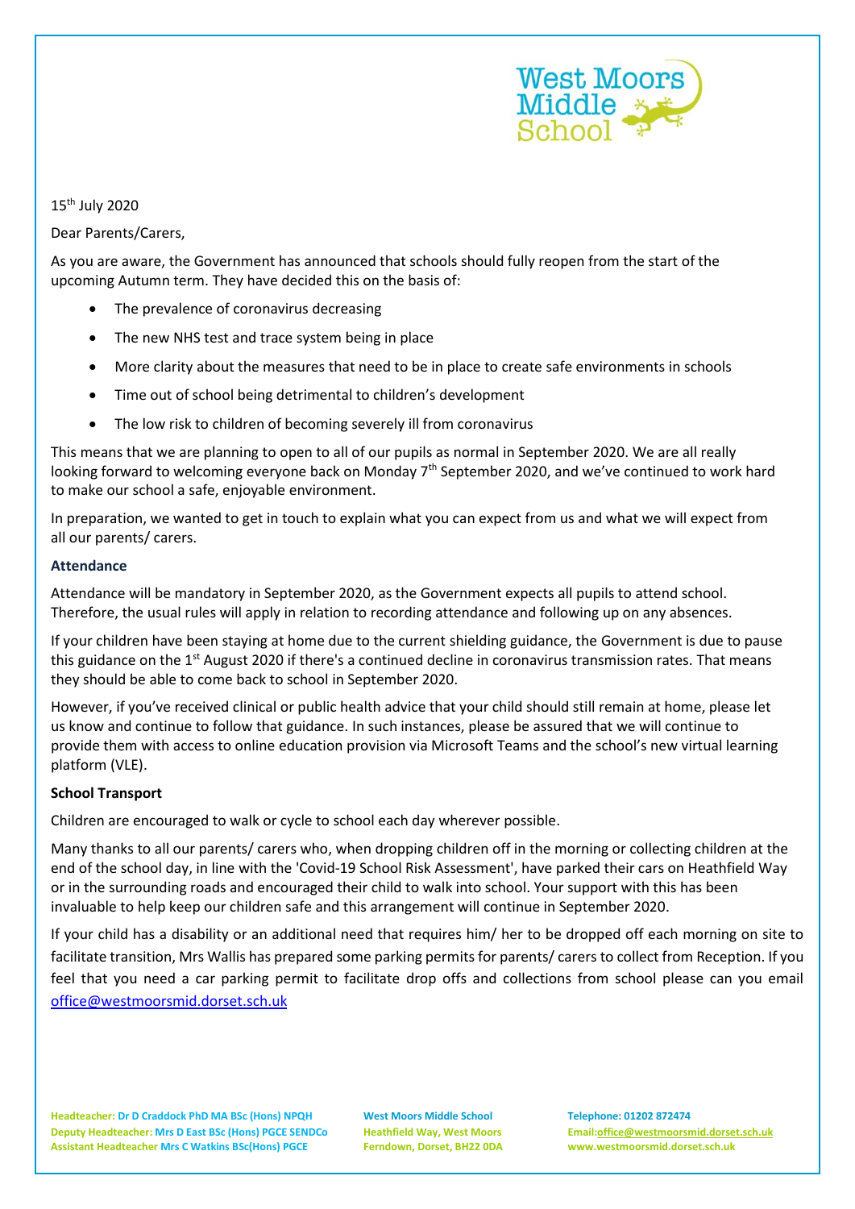15th July 2020

Dear Parents/Carers,

As you are aware, the Government has announced that schools should fully reopen from the start of the upcoming Autumn term. They have decided this on the basis of:

- The prevalence of coronavirus decreasing
- The new NHS test and trace system being in place
- More clarity about the measures that need to be in place to create safe environments in schools
- Time out of school being detrimental to children's development
- The low risk to children of becoming severely ill from coronavirus

This means that we are planning to open to all of our pupils as normal in September 2020. We are all really looking forward to welcoming everyone back on Monday 7th September 2020, and we've continued to work hard to make our school a safe, enjoyable environment.

In preparation, we wanted to get in touch to explain what you can expect from us and what we will expect from all our parents/ carers.

**Attendance**

Attendance will be mandatory in September 2020, as the Government expects all pupils to attend school. Therefore, the usual rules will apply in relation to recording attendance and following up on any absences.

If your children have been staying at home due to the current shielding guidance, the Government is due to pause this guidance on the 1st August 2020 if there's a continued decline in coronavirus transmission rates. That means they should be able to come back to school in September 2020.

However, if you've received clinical or public health advice that your child should still remain at home, please let us know and continue to follow that guidance. In such instances, please be assured that we will continue to provide them with access to online education provision via Microsoft Teams and the school's new virtual learning platform (VLE).

**School Transport**

Children are encouraged to walk or cycle to school each day wherever possible.

Many thanks to all our parents/ carers who, when dropping children off in the morning or collecting children at the end of the school day, in line with the 'Covid-19 School Risk Assessment', have parked their cars on Heathfield Way or in the surrounding roads and encouraged their child to walk into school. Your support with this has been invaluable to help keep our children safe and this arrangement will continue in September 2020.

If your child has a disability or an additional need that requires him/ her to be dropped off each morning on site to facilitate transition, Mrs Wallis has prepared some parking permits for parents/ carers to collect from Reception. If you feel that you need a car parking permit to facilitate drop offs and collections from school please can you email office@westmoorsmid.dorset.sch.uk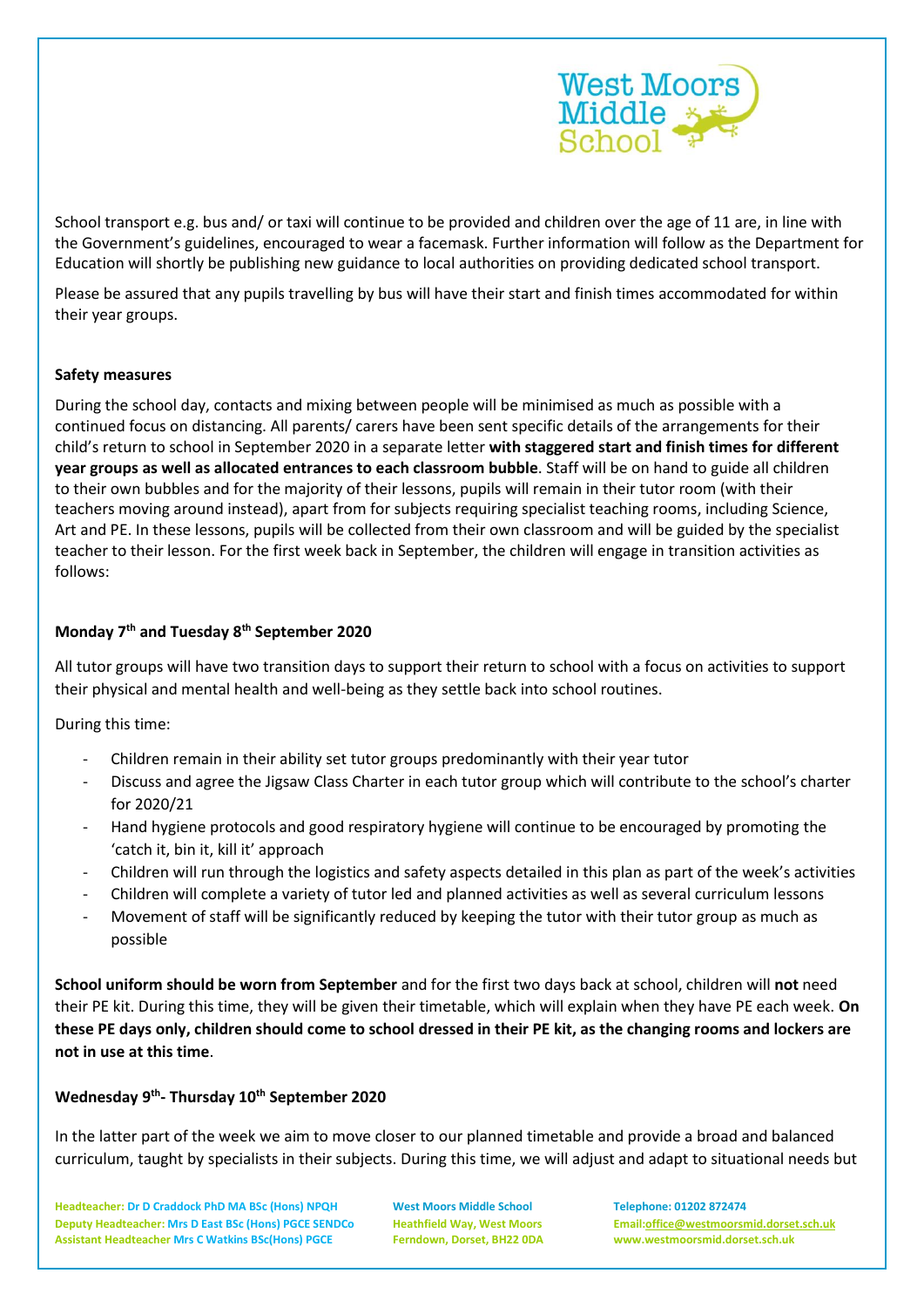School transport e.g. bus and/ or taxi will continue to be provided and children over the age of 11 are, in line with the Government's guidelines, encouraged to wear a facemask. Further information will follow as the Department for Education will shortly be publishing new guidance to local authorities on providing dedicated school transport.

Please be assured that any pupils travelling by bus will have their start and finish times accommodated for within their year groups.

**Safety measures**

During the school day, contacts and mixing between people will be minimised as much as possible with a continued focus on distancing. All parents/ carers have been sent specific details of the arrangements for their child's return to school in September 2020 in a separate letter **with staggered start and finish times for different year groups as well as allocated entrances to each classroom bubble**. Staff will be on hand to guide all children to their own bubbles and for the majority of their lessons, pupils will remain in their tutor room (with their teachers moving around instead), apart from for subjects requiring specialist teaching rooms, including Science, Art and PE. In these lessons, pupils will be collected from their own classroom and will be guided by the specialist teacher to their lesson. For the first week back in September, the children will engage in transition activities as follows:

**Monday 7th and Tuesday 8th September 2020**

All tutor groups will have two transition days to support their return to school with a focus on activities to support their physical and mental health and well-being as they settle back into school routines.

During this time:

- Children remain in their ability set tutor groups predominantly with their year tutor
- Discuss and agree the Jigsaw Class Charter in each tutor group which will contribute to the school's charter for 2020/21
- Hand hygiene protocols and good respiratory hygiene will continue to be encouraged by promoting the 'catch it, bin it, kill it' approach
- Children will run through the logistics and safety aspects detailed in this plan as part of the week's activities
- Children will complete a variety of tutor led and planned activities as well as several curriculum lessons
- Movement of staff will be significantly reduced by keeping the tutor with their tutor group as much as possible

**School uniform should be worn from September** and for the first two days back at school, children will **not** need their PE kit. During this time, they will be given their timetable, which will explain when they have PE each week. **On these PE days only, children should come to school dressed in their PE kit, as the changing rooms and lockers are not in use at this time**.

**Wednesday 9th- Thursday 10th September 2020**

In the latter part of the week we aim to move closer to our planned timetable and provide a broad and balanced curriculum, taught by specialists in their subjects. During this time, we will adjust and adapt to situational needs but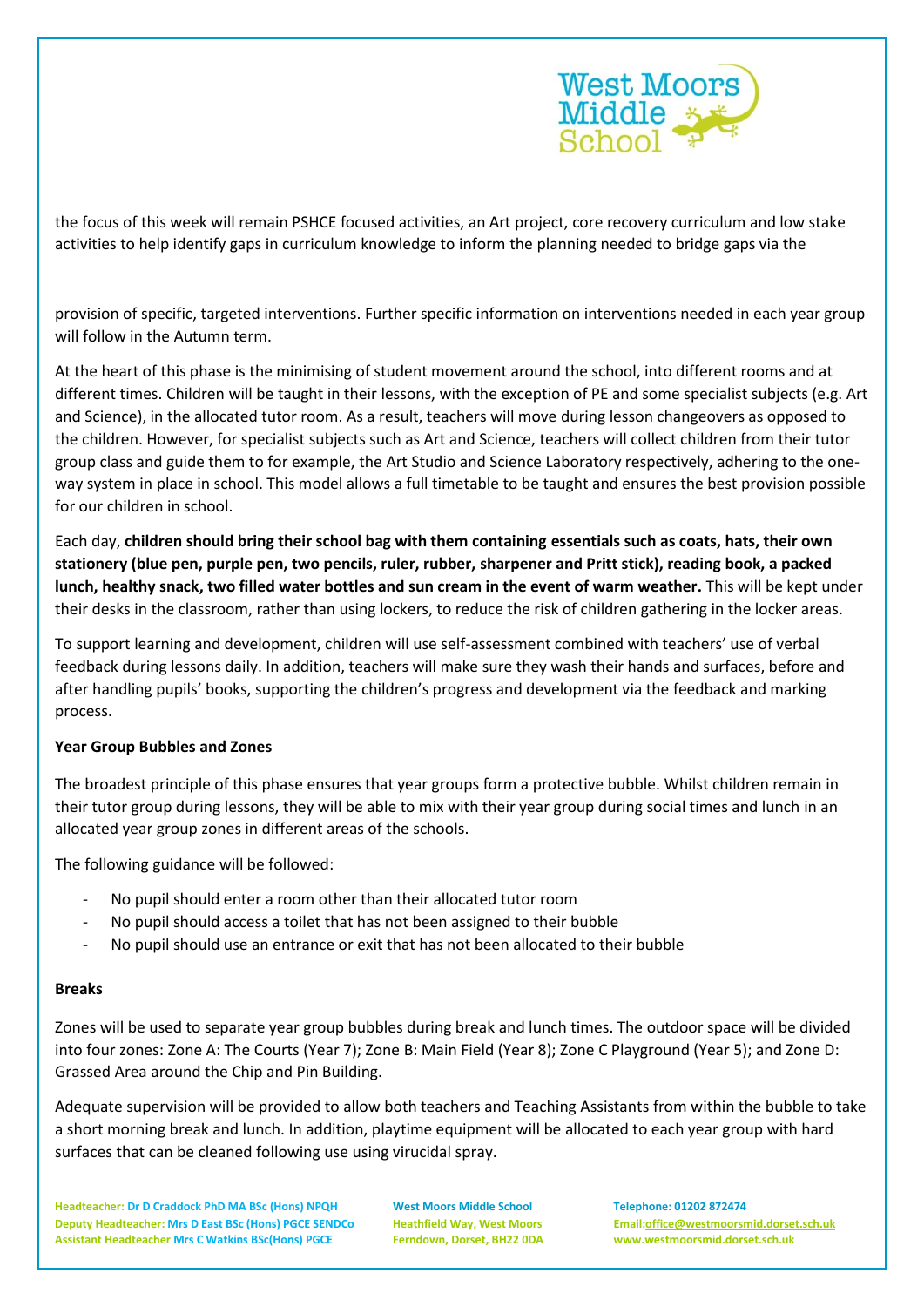the focus of this week will remain PSHCE focused activities, an Art project, core recovery curriculum and low stake activities to help identify gaps in curriculum knowledge to inform the planning needed to bridge gaps via the

provision of specific, targeted interventions. Further specific information on interventions needed in each year group will follow in the Autumn term.

At the heart of this phase is the minimising of student movement around the school, into different rooms and at different times. Children will be taught in their lessons, with the exception of PE and some specialist subjects (e.g. Art and Science), in the allocated tutor room. As a result, teachers will move during lesson changeovers as opposed to the children. However, for specialist subjects such as Art and Science, teachers will collect children from their tutor group class and guide them to for example, the Art Studio and Science Laboratory respectively, adhering to the one-way system in place in school. This model allows a full timetable to be taught and ensures the best provision possible for our children in school.

Each day, **children should bring their school bag with them containing essentials such as coats, hats, their own stationery (blue pen, purple pen, two pencils, ruler, rubber, sharpener and Pritt stick), reading book, a packed lunch, healthy snack, two filled water bottles and sun cream in the event of warm weather.** This will be kept under their desks in the classroom, rather than using lockers, to reduce the risk of children gathering in the locker areas.

To support learning and development, children will use self-assessment combined with teachers' use of verbal feedback during lessons daily. In addition, teachers will make sure they wash their hands and surfaces, before and after handling pupils' books, supporting the children's progress and development via the feedback and marking process.

**Year Group Bubbles and Zones**

The broadest principle of this phase ensures that year groups form a protective bubble. Whilst children remain in their tutor group during lessons, they will be able to mix with their year group during social times and lunch in an allocated year group zones in different areas of the schools.

The following guidance will be followed:

- No pupil should enter a room other than their allocated tutor room
- No pupil should access a toilet that has not been assigned to their bubble
- No pupil should use an entrance or exit that has not been allocated to their bubble

**Breaks**

Zones will be used to separate year group bubbles during break and lunch times. The outdoor space will be divided into four zones: Zone A: The Courts (Year 7); Zone B: Main Field (Year 8); Zone C Playground (Year 5); and Zone D: Grassed Area around the Chip and Pin Building.

Adequate supervision will be provided to allow both teachers and Teaching Assistants from within the bubble to take a short morning break and lunch. In addition, playtime equipment will be allocated to each year group with hard surfaces that can be cleaned following use using virucidal spray.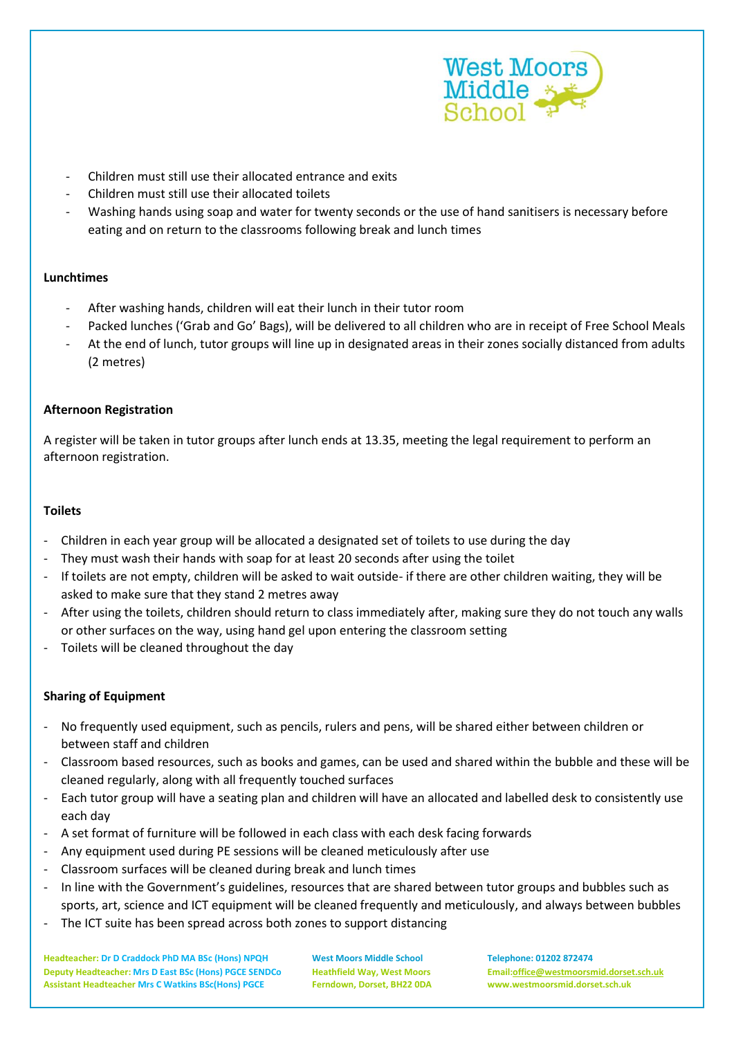- Children must still use their allocated entrance and exits
- Children must still use their allocated toilets
- Washing hands using soap and water for twenty seconds or the use of hand sanitisers is necessary before eating and on return to the classrooms following break and lunch times

**Lunchtimes**

- After washing hands, children will eat their lunch in their tutor room
- Packed lunches ('Grab and Go' Bags), will be delivered to all children who are in receipt of Free School Meals
- At the end of lunch, tutor groups will line up in designated areas in their zones socially distanced from adults (2 metres)

**Afternoon Registration**

A register will be taken in tutor groups after lunch ends at 13.35, meeting the legal requirement to perform an afternoon registration.

**Toilets**

- Children in each year group will be allocated a designated set of toilets to use during the day
- They must wash their hands with soap for at least 20 seconds after using the toilet
- If toilets are not empty, children will be asked to wait outside- if there are other children waiting, they will be asked to make sure that they stand 2 metres away
- After using the toilets, children should return to class immediately after, making sure they do not touch any walls or other surfaces on the way, using hand gel upon entering the classroom setting
- Toilets will be cleaned throughout the day

**Sharing of Equipment**

- No frequently used equipment, such as pencils, rulers and pens, will be shared either between children or between staff and children
- Classroom based resources, such as books and games, can be used and shared within the bubble and these will be cleaned regularly, along with all frequently touched surfaces
- Each tutor group will have a seating plan and children will have an allocated and labelled desk to consistently use each day
- A set format of furniture will be followed in each class with each desk facing forwards
- Any equipment used during PE sessions will be cleaned meticulously after use
- Classroom surfaces will be cleaned during break and lunch times
- In line with the Government's guidelines, resources that are shared between tutor groups and bubbles such as sports, art, science and ICT equipment will be cleaned frequently and meticulously, and always between bubbles
- The ICT suite has been spread across both zones to support distancing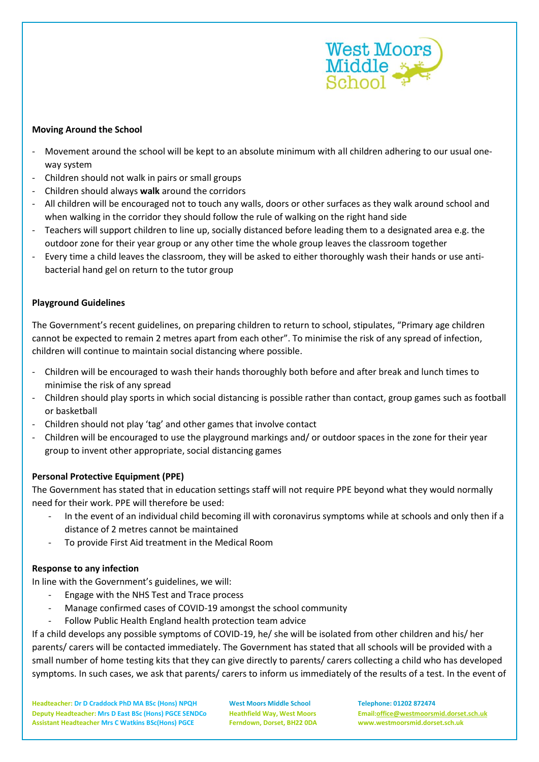**Moving Around the School**

- Movement around the school will be kept to an absolute minimum with all children adhering to our usual one-way system
- Children should not walk in pairs or small groups
- Children should always **walk** around the corridors
- All children will be encouraged not to touch any walls, doors or other surfaces as they walk around school and when walking in the corridor they should follow the rule of walking on the right hand side
- Teachers will support children to line up, socially distanced before leading them to a designated area e.g. the outdoor zone for their year group or any other time the whole group leaves the classroom together
- Every time a child leaves the classroom, they will be asked to either thoroughly wash their hands or use anti-bacterial hand gel on return to the tutor group

**Playground Guidelines**

The Government's recent guidelines, on preparing children to return to school, stipulates, "Primary age children cannot be expected to remain 2 metres apart from each other". To minimise the risk of any spread of infection, children will continue to maintain social distancing where possible.

- Children will be encouraged to wash their hands thoroughly both before and after break and lunch times to minimise the risk of any spread
- Children should play sports in which social distancing is possible rather than contact, group games such as football or basketball
- Children should not play 'tag' and other games that involve contact
- Children will be encouraged to use the playground markings and/ or outdoor spaces in the zone for their year group to invent other appropriate, social distancing games

**Personal Protective Equipment (PPE)**

The Government has stated that in education settings staff will not require PPE beyond what they would normally need for their work. PPE will therefore be used:

- In the event of an individual child becoming ill with coronavirus symptoms while at schools and only then if a distance of 2 metres cannot be maintained
- To provide First Aid treatment in the Medical Room

**Response to any infection**

In line with the Government's guidelines, we will:

- Engage with the NHS Test and Trace process
- Manage confirmed cases of COVID-19 amongst the school community
- Follow Public Health England health protection team advice

If a child develops any possible symptoms of COVID-19, he/ she will be isolated from other children and his/ her parents/ carers will be contacted immediately. The Government has stated that all schools will be provided with a small number of home testing kits that they can give directly to parents/ carers collecting a child who has developed symptoms. In such cases, we ask that parents/ carers to inform us immediately of the results of a test. In the event of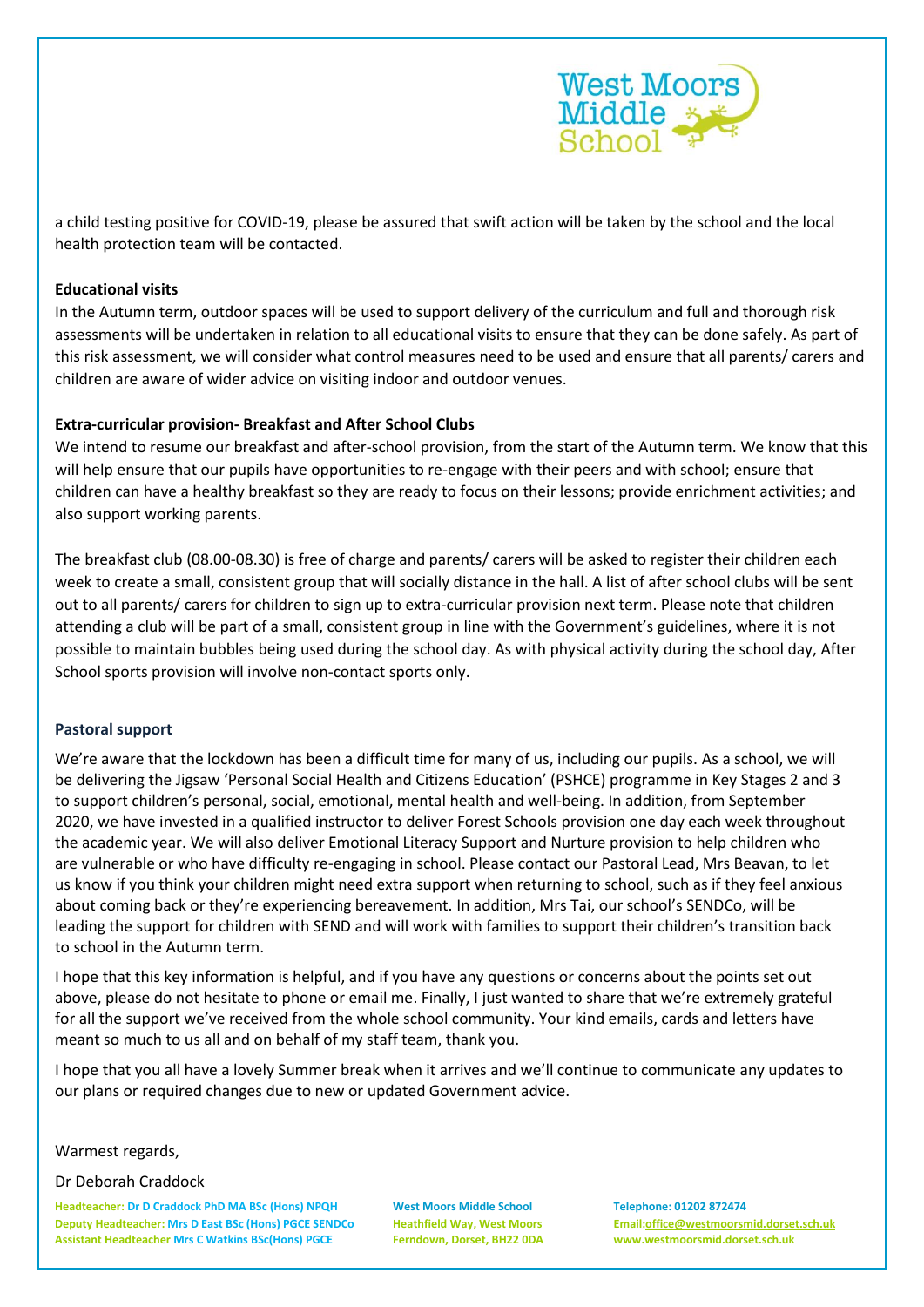a child testing positive for COVID-19, please be assured that swift action will be taken by the school and the local health protection team will be contacted.

**Educational visits**

In the Autumn term, outdoor spaces will be used to support delivery of the curriculum and full and thorough risk assessments will be undertaken in relation to all educational visits to ensure that they can be done safely. As part of this risk assessment, we will consider what control measures need to be used and ensure that all parents/ carers and children are aware of wider advice on visiting indoor and outdoor venues.

**Extra-curricular provision- Breakfast and After School Clubs**

We intend to resume our breakfast and after-school provision, from the start of the Autumn term. We know that this will help ensure that our pupils have opportunities to re-engage with their peers and with school; ensure that children can have a healthy breakfast so they are ready to focus on their lessons; provide enrichment activities; and also support working parents.

The breakfast club (08.00-08.30) is free of charge and parents/ carers will be asked to register their children each week to create a small, consistent group that will socially distance in the hall. A list of after school clubs will be sent out to all parents/ carers for children to sign up to extra-curricular provision next term. Please note that children attending a club will be part of a small, consistent group in line with the Government's guidelines, where it is not possible to maintain bubbles being used during the school day. As with physical activity during the school day, After School sports provision will involve non-contact sports only.

**Pastoral support**

We're aware that the lockdown has been a difficult time for many of us, including our pupils. As a school, we will be delivering the Jigsaw 'Personal Social Health and Citizens Education' (PSHCE) programme in Key Stages 2 and 3 to support children's personal, social, emotional, mental health and well-being. In addition, from September 2020, we have invested in a qualified instructor to deliver Forest Schools provision one day each week throughout the academic year. We will also deliver Emotional Literacy Support and Nurture provision to help children who are vulnerable or who have difficulty re-engaging in school. Please contact our Pastoral Lead, Mrs Beavan, to let us know if you think your children might need extra support when returning to school, such as if they feel anxious about coming back or they're experiencing bereavement. In addition, Mrs Tai, our school's SENDCo, will be leading the support for children with SEND and will work with families to support their children's transition back to school in the Autumn term.

I hope that this key information is helpful, and if you have any questions or concerns about the points set out above, please do not hesitate to phone or email me. Finally, I just wanted to share that we're extremely grateful for all the support we've received from the whole school community. Your kind emails, cards and letters have meant so much to us all and on behalf of my staff team, thank you.

I hope that you all have a lovely Summer break when it arrives and we'll continue to communicate any updates to our plans or required changes due to new or updated Government advice.

Warmest regards,

Dr Deborah Craddock